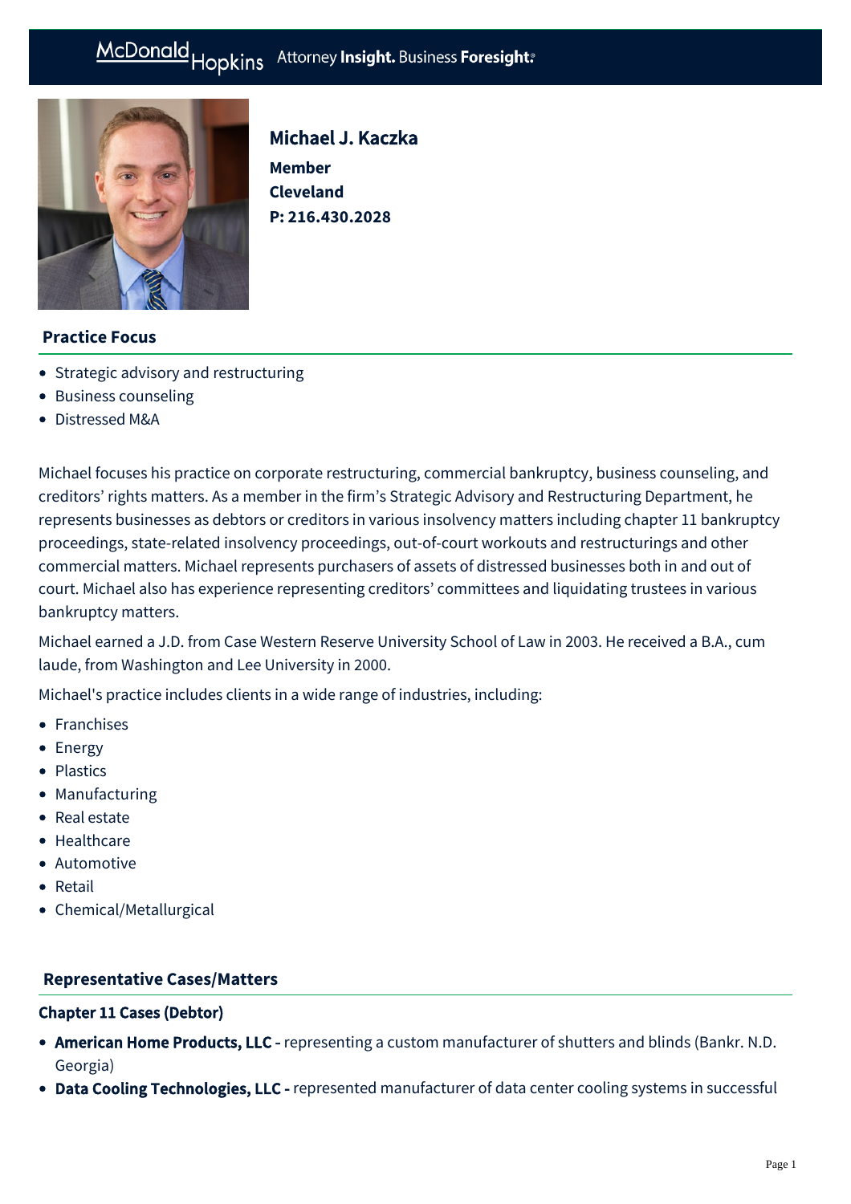# Michael J. Kaczka

**Member**
**Cleveland**
**P: 216.430.2028**

## Practice Focus

- Strategic advisory and restructuring
- Business counseling
- Distressed M&A

Michael focuses his practice on corporate restructuring, commercial bankruptcy, business counseling, and creditors' rights matters. As a member in the firm's Strategic Advisory and Restructuring Department, he represents businesses as debtors or creditors in various insolvency matters including chapter 11 bankruptcy proceedings, state-related insolvency proceedings, out-of-court workouts and restructurings and other commercial matters. Michael represents purchasers of assets of distressed businesses both in and out of court. Michael also has experience representing creditors' committees and liquidating trustees in various bankruptcy matters.

Michael earned a J.D. from Case Western Reserve University School of Law in 2003. He received a B.A., cum laude, from Washington and Lee University in 2000.

Michael's practice includes clients in a wide range of industries, including:

- Franchises
- Energy
- Plastics
- Manufacturing
- Real estate
- Healthcare
- Automotive
- Retail
- Chemical/Metallurgical

## Representative Cases/Matters

### Chapter 11 Cases (Debtor)

- **American Home Products, LLC -** representing a custom manufacturer of shutters and blinds (Bankr. N.D. Georgia)
- **Data Cooling Technologies, LLC -** represented manufacturer of data center cooling systems in successful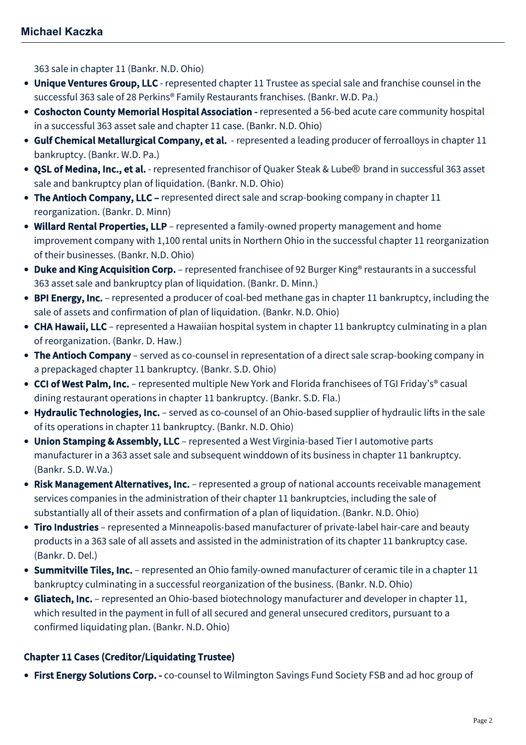363 sale in chapter 11 (Bankr. N.D. Ohio)

- **Unique Ventures Group, LLC** - represented chapter 11 Trustee as special sale and franchise counsel in the successful 363 sale of 28 Perkins® Family Restaurants franchises. (Bankr. W.D. Pa.)
- **Coshocton County Memorial Hospital Association -** represented a 56-bed acute care community hospital in a successful 363 asset sale and chapter 11 case. (Bankr. N.D. Ohio)
- **Gulf Chemical Metallurgical Company, et al.** - represented a leading producer of ferroalloys in chapter 11 bankruptcy. (Bankr. W.D. Pa.)
- **QSL of Medina, Inc., et al.** - represented franchisor of Quaker Steak & Lube® brand in successful 363 asset sale and bankruptcy plan of liquidation. (Bankr. N.D. Ohio)
- **The Antioch Company, LLC –** represented direct sale and scrap-booking company in chapter 11 reorganization. (Bankr. D. Minn)
- **Willard Rental Properties, LLP** – represented a family-owned property management and home improvement company with 1,100 rental units in Northern Ohio in the successful chapter 11 reorganization of their businesses. (Bankr. N.D. Ohio)
- **Duke and King Acquisition Corp.** – represented franchisee of 92 Burger King® restaurants in a successful 363 asset sale and bankruptcy plan of liquidation. (Bankr. D. Minn.)
- **BPI Energy, Inc.** – represented a producer of coal-bed methane gas in chapter 11 bankruptcy, including the sale of assets and confirmation of plan of liquidation. (Bankr. N.D. Ohio)
- **CHA Hawaii, LLC** – represented a Hawaiian hospital system in chapter 11 bankruptcy culminating in a plan of reorganization. (Bankr. D. Haw.)
- **The Antioch Company** – served as co-counsel in representation of a direct sale scrap-booking company in a prepackaged chapter 11 bankruptcy. (Bankr. S.D. Ohio)
- **CCI of West Palm, Inc.** – represented multiple New York and Florida franchisees of TGI Friday's® casual dining restaurant operations in chapter 11 bankruptcy. (Bankr. S.D. Fla.)
- **Hydraulic Technologies, Inc.** – served as co-counsel of an Ohio-based supplier of hydraulic lifts in the sale of its operations in chapter 11 bankruptcy. (Bankr. N.D. Ohio)
- **Union Stamping & Assembly, LLC** – represented a West Virginia-based Tier I automotive parts manufacturer in a 363 asset sale and subsequent winddown of its business in chapter 11 bankruptcy. (Bankr. S.D. W.Va.)
- **Risk Management Alternatives, Inc.** – represented a group of national accounts receivable management services companies in the administration of their chapter 11 bankruptcies, including the sale of substantially all of their assets and confirmation of a plan of liquidation. (Bankr. N.D. Ohio)
- **Tiro Industries** – represented a Minneapolis-based manufacturer of private-label hair-care and beauty products in a 363 sale of all assets and assisted in the administration of its chapter 11 bankruptcy case. (Bankr. D. Del.)
- **Summitville Tiles, Inc.** – represented an Ohio family-owned manufacturer of ceramic tile in a chapter 11 bankruptcy culminating in a successful reorganization of the business. (Bankr. N.D. Ohio)
- **Gliatech, Inc.** – represented an Ohio-based biotechnology manufacturer and developer in chapter 11, which resulted in the payment in full of all secured and general unsecured creditors, pursuant to a confirmed liquidating plan. (Bankr. N.D. Ohio)

### Chapter 11 Cases (Creditor/Liquidating Trustee)

- **First Energy Solutions Corp. -** co-counsel to Wilmington Savings Fund Society FSB and ad hoc group of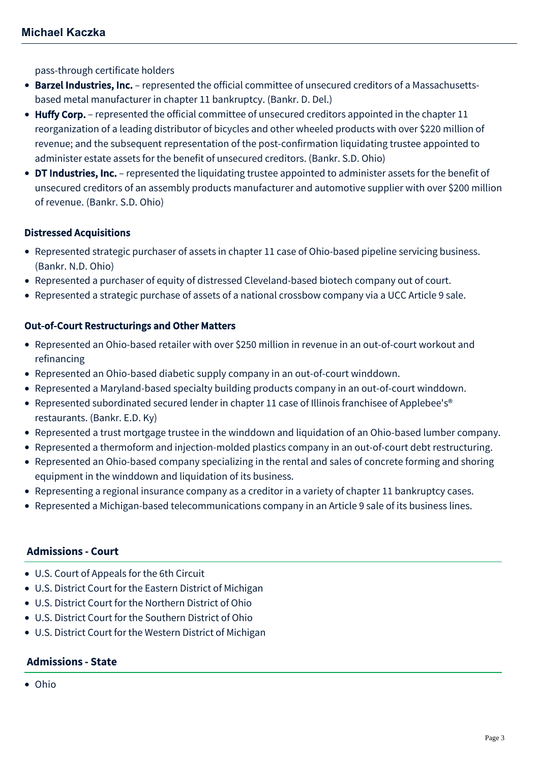pass-through certificate holders

- **Barzel Industries, Inc.** – represented the official committee of unsecured creditors of a Massachusetts-based metal manufacturer in chapter 11 bankruptcy. (Bankr. D. Del.)
- **Huffy Corp.** – represented the official committee of unsecured creditors appointed in the chapter 11 reorganization of a leading distributor of bicycles and other wheeled products with over $220 million of revenue; and the subsequent representation of the post-confirmation liquidating trustee appointed to administer estate assets for the benefit of unsecured creditors. (Bankr. S.D. Ohio)
- **DT Industries, Inc.** – represented the liquidating trustee appointed to administer assets for the benefit of unsecured creditors of an assembly products manufacturer and automotive supplier with over $200 million of revenue. (Bankr. S.D. Ohio)

### Distressed Acquisitions

- Represented strategic purchaser of assets in chapter 11 case of Ohio-based pipeline servicing business. (Bankr. N.D. Ohio)
- Represented a purchaser of equity of distressed Cleveland-based biotech company out of court.
- Represented a strategic purchase of assets of a national crossbow company via a UCC Article 9 sale.

### Out-of-Court Restructurings and Other Matters

- Represented an Ohio-based retailer with over $250 million in revenue in an out-of-court workout and refinancing
- Represented an Ohio-based diabetic supply company in an out-of-court winddown.
- Represented a Maryland-based specialty building products company in an out-of-court winddown.
- Represented subordinated secured lender in chapter 11 case of Illinois franchisee of Applebee's® restaurants. (Bankr. E.D. Ky)
- Represented a trust mortgage trustee in the winddown and liquidation of an Ohio-based lumber company.
- Represented a thermoform and injection-molded plastics company in an out-of-court debt restructuring.
- Represented an Ohio-based company specializing in the rental and sales of concrete forming and shoring equipment in the winddown and liquidation of its business.
- Representing a regional insurance company as a creditor in a variety of chapter 11 bankruptcy cases.
- Represented a Michigan-based telecommunications company in an Article 9 sale of its business lines.

## Admissions - Court

- U.S. Court of Appeals for the 6th Circuit
- U.S. District Court for the Eastern District of Michigan
- U.S. District Court for the Northern District of Ohio
- U.S. District Court for the Southern District of Ohio
- U.S. District Court for the Western District of Michigan

## Admissions - State

- Ohio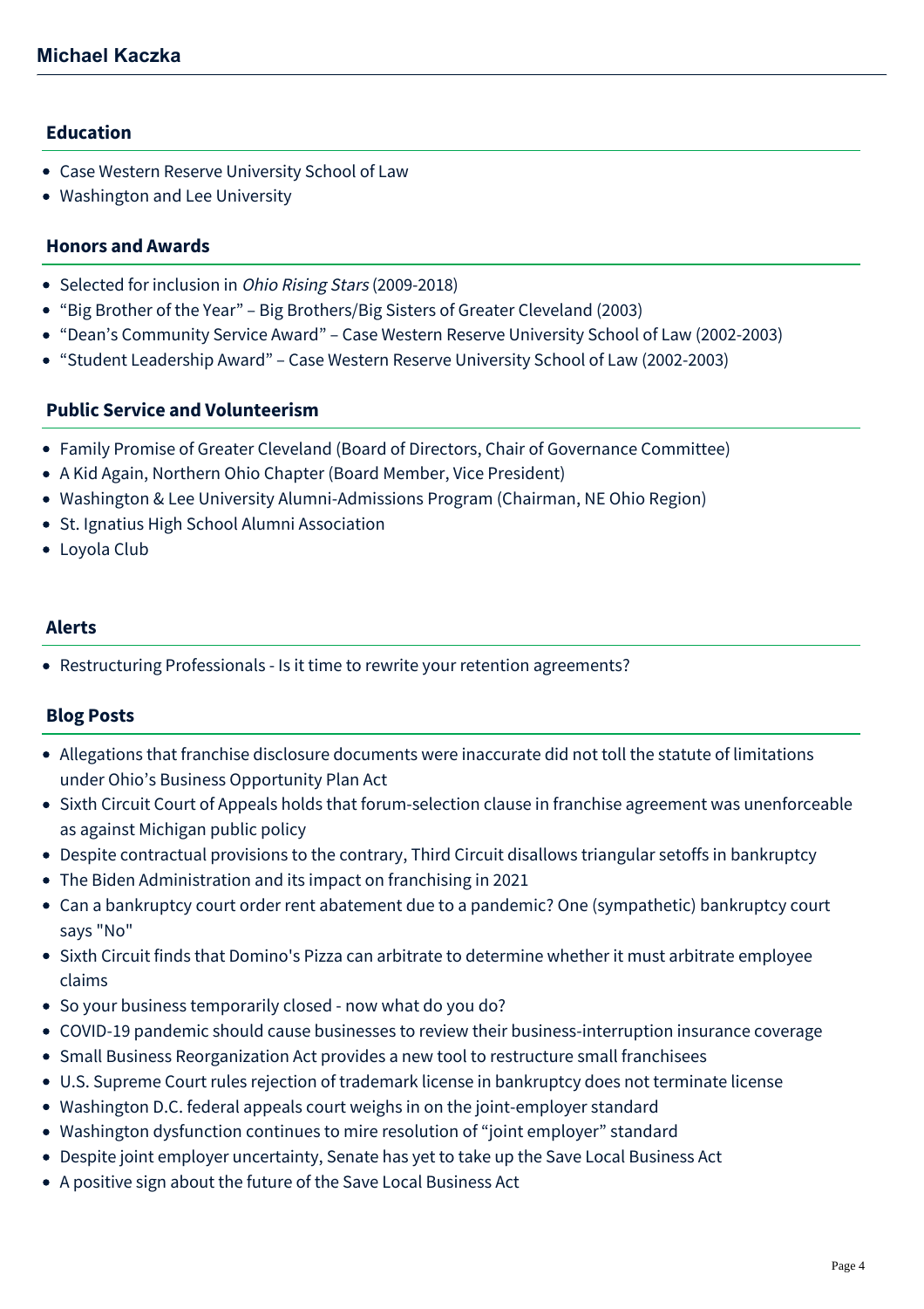## Education

- Case Western Reserve University School of Law
- Washington and Lee University

## Honors and Awards

- Selected for inclusion in *Ohio Rising Stars* (2009-2018)
- “Big Brother of the Year” – Big Brothers/Big Sisters of Greater Cleveland (2003)
- “Dean’s Community Service Award” – Case Western Reserve University School of Law (2002-2003)
- “Student Leadership Award” – Case Western Reserve University School of Law (2002-2003)

## Public Service and Volunteerism

- Family Promise of Greater Cleveland (Board of Directors, Chair of Governance Committee)
- A Kid Again, Northern Ohio Chapter (Board Member, Vice President)
- Washington & Lee University Alumni-Admissions Program (Chairman, NE Ohio Region)
- St. Ignatius High School Alumni Association
- Loyola Club

## Alerts

- Restructuring Professionals - Is it time to rewrite your retention agreements?

## Blog Posts

- Allegations that franchise disclosure documents were inaccurate did not toll the statute of limitations under Ohio’s Business Opportunity Plan Act
- Sixth Circuit Court of Appeals holds that forum-selection clause in franchise agreement was unenforceable as against Michigan public policy
- Despite contractual provisions to the contrary, Third Circuit disallows triangular setoffs in bankruptcy
- The Biden Administration and its impact on franchising in 2021
- Can a bankruptcy court order rent abatement due to a pandemic? One (sympathetic) bankruptcy court says "No"
- Sixth Circuit finds that Domino's Pizza can arbitrate to determine whether it must arbitrate employee claims
- So your business temporarily closed - now what do you do?
- COVID-19 pandemic should cause businesses to review their business-interruption insurance coverage
- Small Business Reorganization Act provides a new tool to restructure small franchisees
- U.S. Supreme Court rules rejection of trademark license in bankruptcy does not terminate license
- Washington D.C. federal appeals court weighs in on the joint-employer standard
- Washington dysfunction continues to mire resolution of “joint employer” standard
- Despite joint employer uncertainty, Senate has yet to take up the Save Local Business Act
- A positive sign about the future of the Save Local Business Act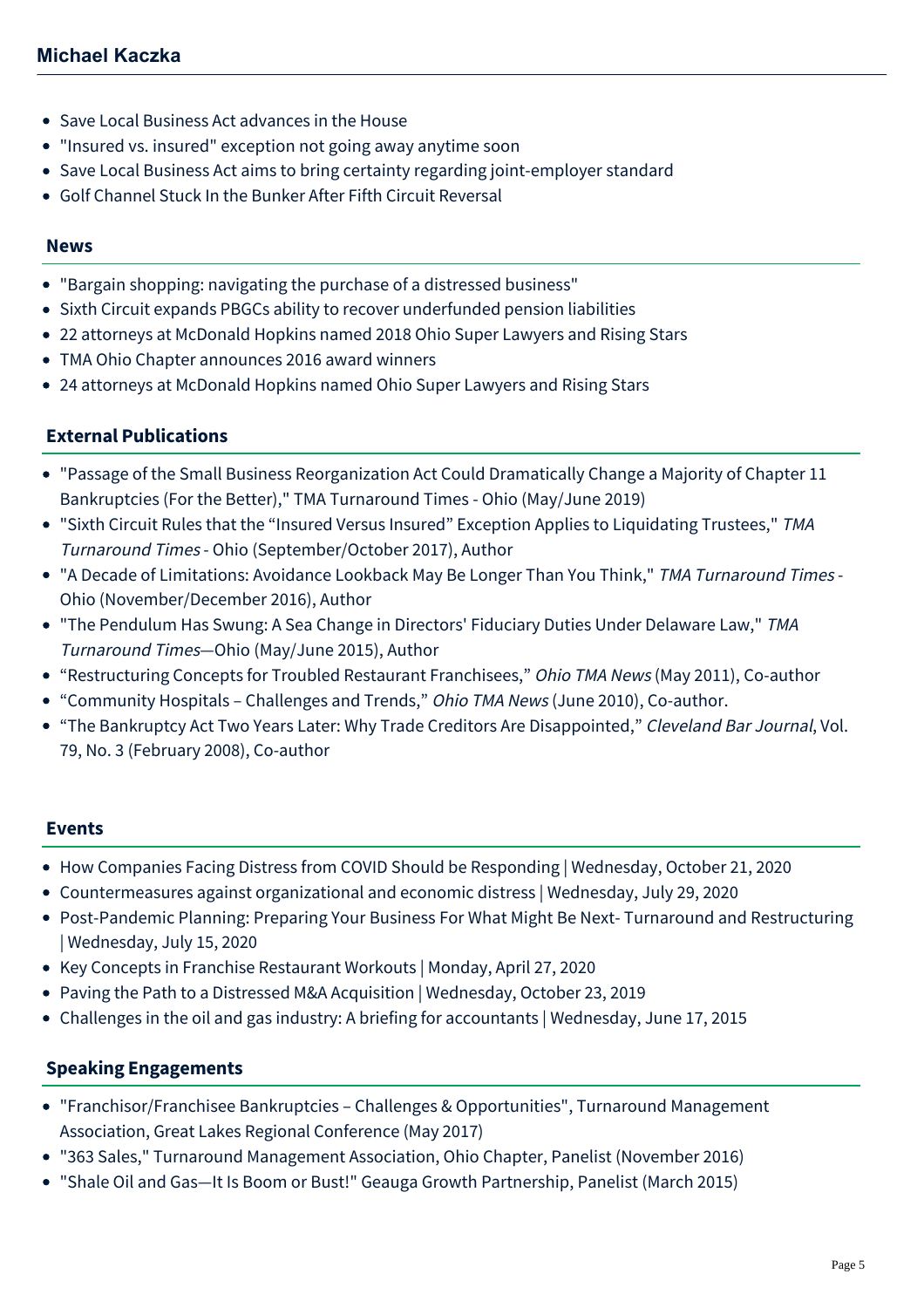- Save Local Business Act advances in the House
- "Insured vs. insured" exception not going away anytime soon
- Save Local Business Act aims to bring certainty regarding joint-employer standard
- Golf Channel Stuck In the Bunker After Fifth Circuit Reversal

## News

- "Bargain shopping: navigating the purchase of a distressed business"
- Sixth Circuit expands PBGCs ability to recover underfunded pension liabilities
- 22 attorneys at McDonald Hopkins named 2018 Ohio Super Lawyers and Rising Stars
- TMA Ohio Chapter announces 2016 award winners
- 24 attorneys at McDonald Hopkins named Ohio Super Lawyers and Rising Stars

## External Publications

- "Passage of the Small Business Reorganization Act Could Dramatically Change a Majority of Chapter 11 Bankruptcies (For the Better)," TMA Turnaround Times - Ohio (May/June 2019)
- "Sixth Circuit Rules that the "Insured Versus Insured" Exception Applies to Liquidating Trustees," *TMA Turnaround Times* - Ohio (September/October 2017), Author
- "A Decade of Limitations: Avoidance Lookback May Be Longer Than You Think," *TMA Turnaround Times* - Ohio (November/December 2016), Author
- "The Pendulum Has Swung: A Sea Change in Directors' Fiduciary Duties Under Delaware Law," *TMA Turnaround Times*—Ohio (May/June 2015), Author
- "Restructuring Concepts for Troubled Restaurant Franchisees," *Ohio TMA News* (May 2011), Co-author
- "Community Hospitals – Challenges and Trends," *Ohio TMA News* (June 2010), Co-author.
- "The Bankruptcy Act Two Years Later: Why Trade Creditors Are Disappointed," *Cleveland Bar Journal*, Vol. 79, No. 3 (February 2008), Co-author

## Events

- How Companies Facing Distress from COVID Should be Responding | Wednesday, October 21, 2020
- Countermeasures against organizational and economic distress | Wednesday, July 29, 2020
- Post-Pandemic Planning: Preparing Your Business For What Might Be Next- Turnaround and Restructuring | Wednesday, July 15, 2020
- Key Concepts in Franchise Restaurant Workouts | Monday, April 27, 2020
- Paving the Path to a Distressed M&A Acquisition | Wednesday, October 23, 2019
- Challenges in the oil and gas industry: A briefing for accountants | Wednesday, June 17, 2015

## Speaking Engagements

- "Franchisor/Franchisee Bankruptcies – Challenges & Opportunities", Turnaround Management Association, Great Lakes Regional Conference (May 2017)
- "363 Sales," Turnaround Management Association, Ohio Chapter, Panelist (November 2016)
- "Shale Oil and Gas—It Is Boom or Bust!" Geauga Growth Partnership, Panelist (March 2015)